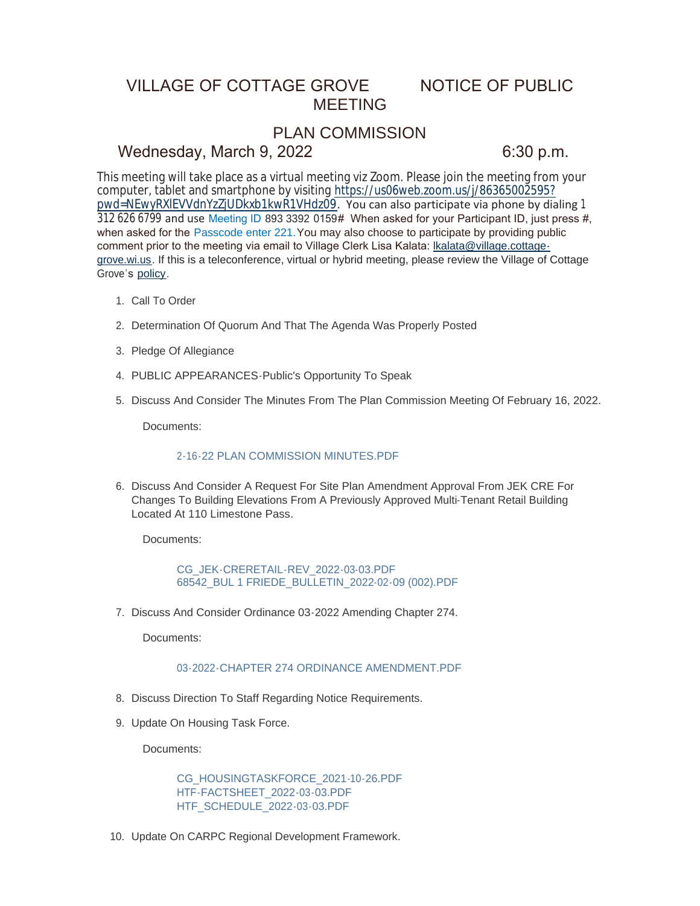# VILLAGE OF COTTAGE GROVE NOTICE OF PUBLIC MEETING

## PLAN COMMISSION

**Wednesday, March 9, 2022 6:30 p.m.**

This meeting will take place as a virtual meeting viz Zoom. Please join the meeting from your computer, tablet and smartphone by visiting https://us06web.zoom.us/j/86365002595?pwd=NEwyRXlEVVdnYzZjUDkxb1kwR1VHdz09. You can also participate via phone by dialing 1 312 626 6799 and use Meeting ID 893 3392 0159# When asked for your Participant ID, just press #, when asked for the Passcode enter 221. You may also choose to participate by providing public comment prior to the meeting via email to Village Clerk Lisa Kalata: lkalata@village.cottage-grove.wi.us. If this is a teleconference, virtual or hybrid meeting, please review the Village of Cottage Grove's policy.

1. Call To Order
2. Determination Of Quorum And That The Agenda Was Properly Posted
3. Pledge Of Allegiance
4. PUBLIC APPEARANCES-Public's Opportunity To Speak
5. Discuss And Consider The Minutes From The Plan Commission Meeting Of February 16, 2022.

   Documents:

   2-16-22 PLAN COMMISSION MINUTES.PDF

6. Discuss And Consider A Request For Site Plan Amendment Approval From JEK CRE For Changes To Building Elevations From A Previously Approved Multi-Tenant Retail Building Located At 110 Limestone Pass.

   Documents:

   CG_JEK-CRERETAIL-REV_2022-03-03.PDF
   68542_BUL 1 FRIEDE_BULLETIN_2022-02-09 (002).PDF

7. Discuss And Consider Ordinance 03-2022 Amending Chapter 274.

   Documents:

   03-2022-CHAPTER 274 ORDINANCE AMENDMENT.PDF

8. Discuss Direction To Staff Regarding Notice Requirements.
9. Update On Housing Task Force.

   Documents:

   CG_HOUSINGTASKFORCE_2021-10-26.PDF
   HTF-FACTSHEET_2022-03-03.PDF
   HTF_SCHEDULE_2022-03-03.PDF

10. Update On CARPC Regional Development Framework.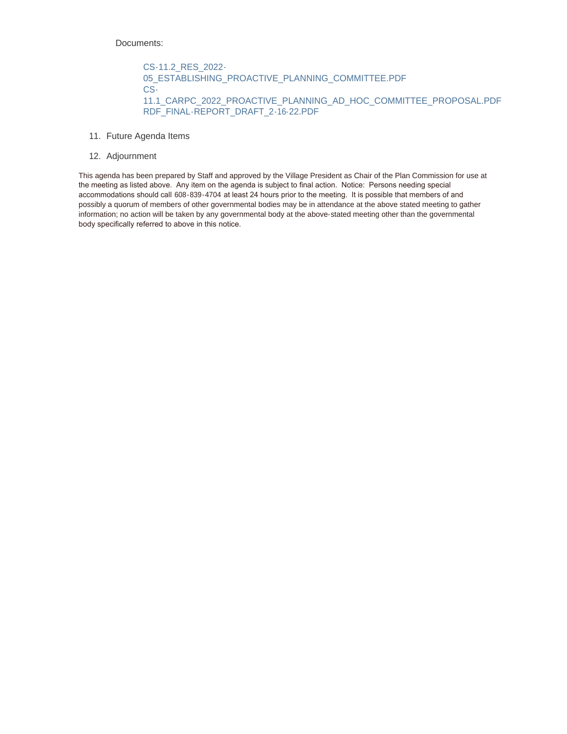Documents:

CS-11.2_RES_2022-05_ESTABLISHING_PROACTIVE_PLANNING_COMMITTEE.PDF
CS-11.1_CARPC_2022_PROACTIVE_PLANNING_AD_HOC_COMMITTEE_PROPOSAL.PDF
RDF_FINAL-REPORT_DRAFT_2-16-22.PDF

11. Future Agenda Items

12. Adjournment

This agenda has been prepared by Staff and approved by the Village President as Chair of the Plan Commission for use at the meeting as listed above. Any item on the agenda is subject to final action. Notice: Persons needing special accommodations should call 608-839-4704 at least 24 hours prior to the meeting. It is possible that members of and possibly a quorum of members of other governmental bodies may be in attendance at the above stated meeting to gather information; no action will be taken by any governmental body at the above-stated meeting other than the governmental body specifically referred to above in this notice.